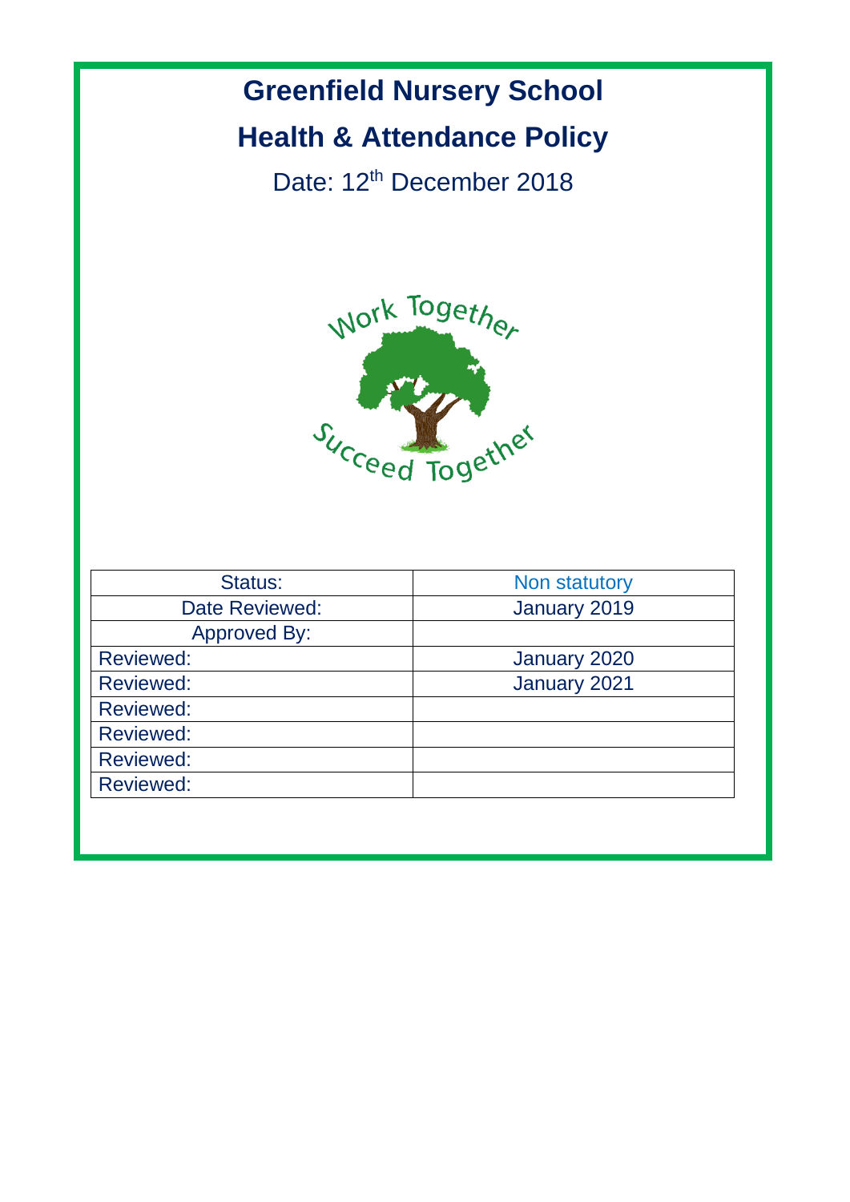# Greenfield Nursery School

## Health & Attendance Policy

Date: 12th December 2018

Work Together

Succeed Together

| Status: | Non statutory |
|---|---|
| Date Reviewed: | January 2019 |
| Approved By: | |
| Reviewed: | January 2020 |
| Reviewed: | January 2021 |
| Reviewed: | |
| Reviewed: | |
| Reviewed: | |
| Reviewed: | |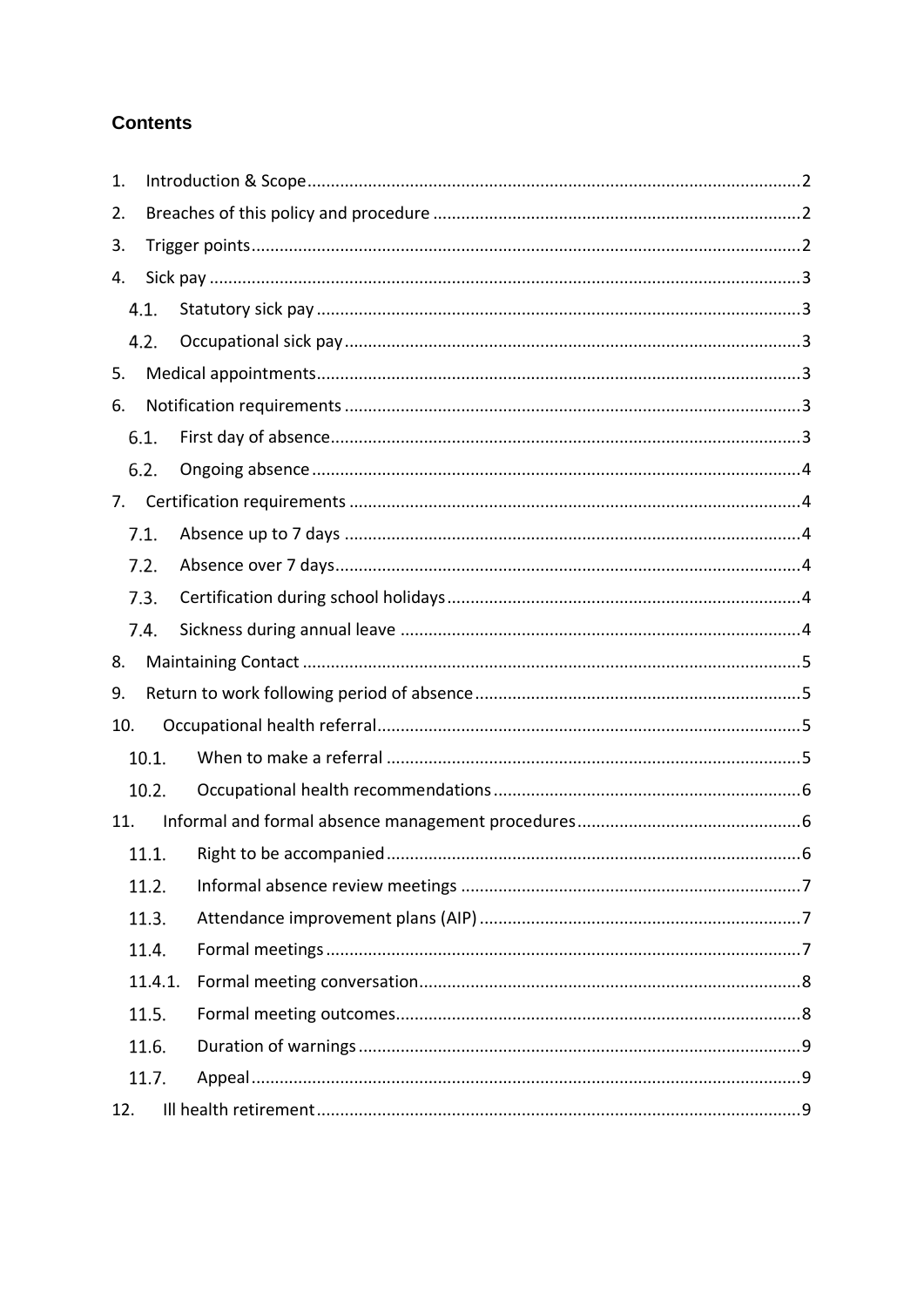## Contents

1. Introduction & Scope ........................................................................................................ 2
2. Breaches of this policy and procedure .............................................................................. 2
3. Trigger points .................................................................................................................... 2
4. Sick pay ............................................................................................................................. 3
   - 4.1. Statutory sick pay ...................................................................................................... 3
   - 4.2. Occupational sick pay ................................................................................................ 3
5. Medical appointments ...................................................................................................... 3
6. Notification requirements ................................................................................................. 3
   - 6.1. First day of absence ................................................................................................... 3
   - 6.2. Ongoing absence ........................................................................................................ 4
7. Certification requirements ................................................................................................ 4
   - 7.1. Absence up to 7 days ................................................................................................. 4
   - 7.2. Absence over 7 days ................................................................................................... 4
   - 7.3. Certification during school holidays ........................................................................... 4
   - 7.4. Sickness during annual leave ..................................................................................... 4
8. Maintaining Contact .......................................................................................................... 5
9. Return to work following period of absence ..................................................................... 5
10. Occupational health referral ............................................................................................ 5
    - 10.1. When to make a referral .......................................................................................... 5
    - 10.2. Occupational health recommendations ................................................................. 6
11. Informal and formal absence management procedures ................................................ 6
    - 11.1. Right to be accompanied ......................................................................................... 6
    - 11.2. Informal absence review meetings ......................................................................... 7
    - 11.3. Attendance improvement plans (AIP) ..................................................................... 7
    - 11.4. Formal meetings ...................................................................................................... 7
    - 11.4.1. Formal meeting conversation ................................................................................ 8
    - 11.5. Formal meeting outcomes ....................................................................................... 8
    - 11.6. Duration of warnings ............................................................................................... 9
    - 11.7. Appeal ...................................................................................................................... 9
12. Ill health retirement .......................................................................................................... 9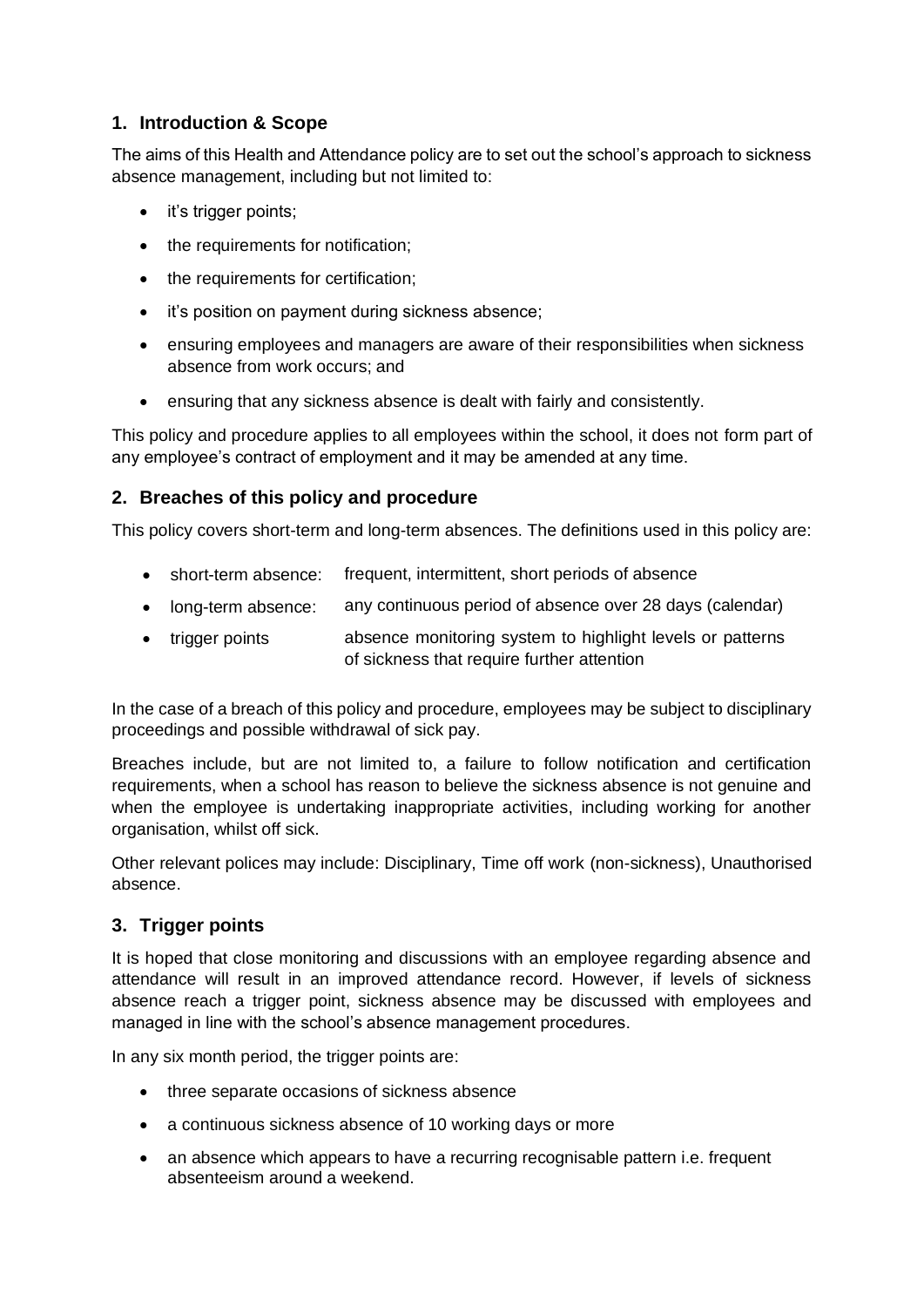## 1. Introduction & Scope

The aims of this Health and Attendance policy are to set out the school's approach to sickness absence management, including but not limited to:

- it's trigger points;
- the requirements for notification;
- the requirements for certification;
- it's position on payment during sickness absence;
- ensuring employees and managers are aware of their responsibilities when sickness absence from work occurs; and
- ensuring that any sickness absence is dealt with fairly and consistently.

This policy and procedure applies to all employees within the school, it does not form part of any employee's contract of employment and it may be amended at any time.

## 2. Breaches of this policy and procedure

This policy covers short-term and long-term absences. The definitions used in this policy are:

- short-term absence: frequent, intermittent, short periods of absence
- long-term absence: any continuous period of absence over 28 days (calendar)
- trigger points absence monitoring system to highlight levels or patterns of sickness that require further attention

In the case of a breach of this policy and procedure, employees may be subject to disciplinary proceedings and possible withdrawal of sick pay.

Breaches include, but are not limited to, a failure to follow notification and certification requirements, when a school has reason to believe the sickness absence is not genuine and when the employee is undertaking inappropriate activities, including working for another organisation, whilst off sick.

Other relevant polices may include: Disciplinary, Time off work (non-sickness), Unauthorised absence.

## 3. Trigger points

It is hoped that close monitoring and discussions with an employee regarding absence and attendance will result in an improved attendance record. However, if levels of sickness absence reach a trigger point, sickness absence may be discussed with employees and managed in line with the school's absence management procedures.

In any six month period, the trigger points are:

- three separate occasions of sickness absence
- a continuous sickness absence of 10 working days or more
- an absence which appears to have a recurring recognisable pattern i.e. frequent absenteeism around a weekend.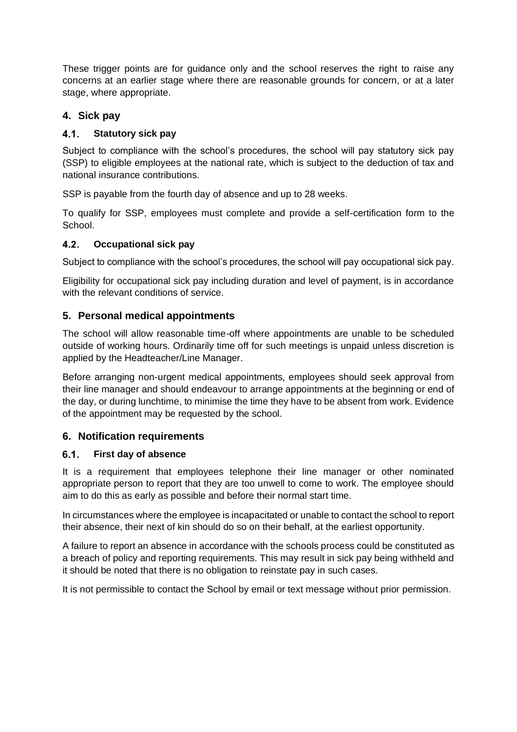These trigger points are for guidance only and the school reserves the right to raise any concerns at an earlier stage where there are reasonable grounds for concern, or at a later stage, where appropriate.

## 4. Sick pay

### 4.1. Statutory sick pay

Subject to compliance with the school's procedures, the school will pay statutory sick pay (SSP) to eligible employees at the national rate, which is subject to the deduction of tax and national insurance contributions.

SSP is payable from the fourth day of absence and up to 28 weeks.

To qualify for SSP, employees must complete and provide a self-certification form to the School.

### 4.2. Occupational sick pay

Subject to compliance with the school's procedures, the school will pay occupational sick pay.

Eligibility for occupational sick pay including duration and level of payment, is in accordance with the relevant conditions of service.

## 5. Personal medical appointments

The school will allow reasonable time-off where appointments are unable to be scheduled outside of working hours. Ordinarily time off for such meetings is unpaid unless discretion is applied by the Headteacher/Line Manager.

Before arranging non-urgent medical appointments, employees should seek approval from their line manager and should endeavour to arrange appointments at the beginning or end of the day, or during lunchtime, to minimise the time they have to be absent from work. Evidence of the appointment may be requested by the school.

## 6. Notification requirements

### 6.1. First day of absence

It is a requirement that employees telephone their line manager or other nominated appropriate person to report that they are too unwell to come to work. The employee should aim to do this as early as possible and before their normal start time.

In circumstances where the employee is incapacitated or unable to contact the school to report their absence, their next of kin should do so on their behalf, at the earliest opportunity.

A failure to report an absence in accordance with the schools process could be constituted as a breach of policy and reporting requirements. This may result in sick pay being withheld and it should be noted that there is no obligation to reinstate pay in such cases.

It is not permissible to contact the School by email or text message without prior permission.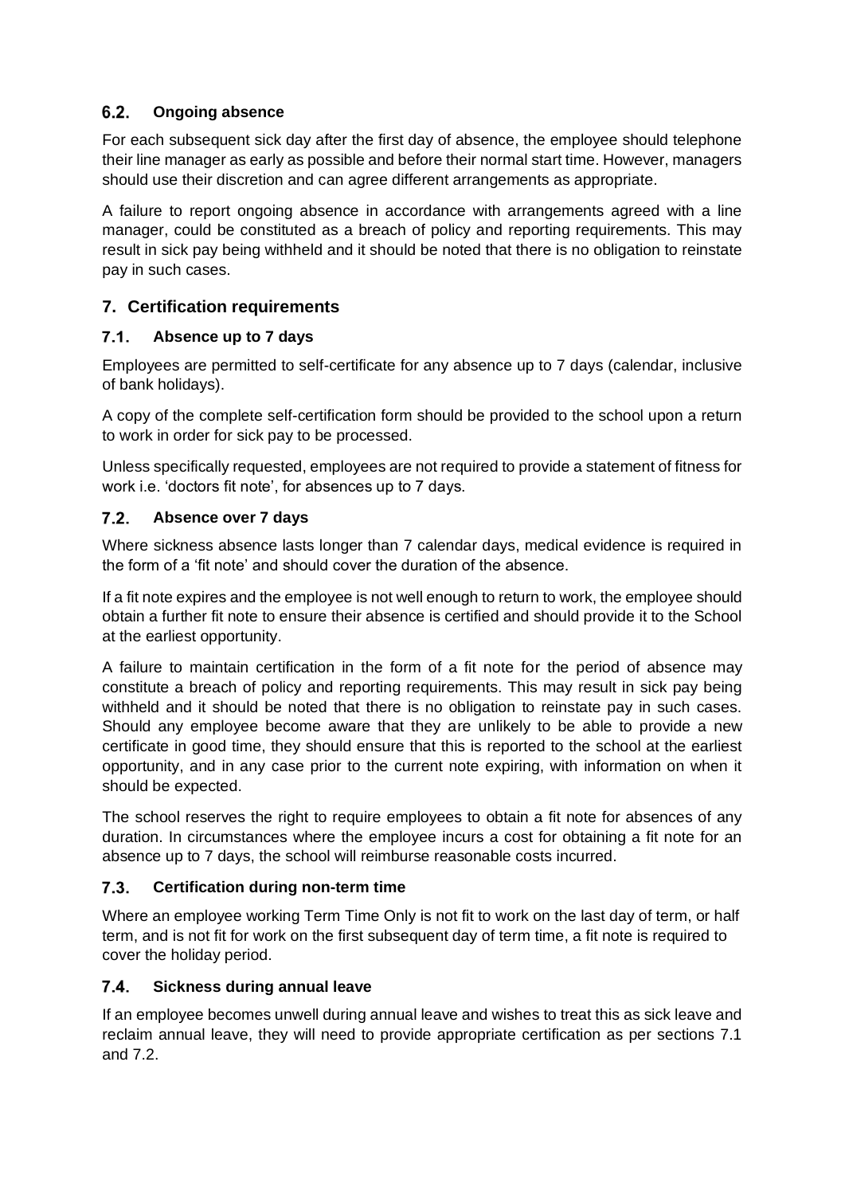### 6.2. Ongoing absence

For each subsequent sick day after the first day of absence, the employee should telephone their line manager as early as possible and before their normal start time. However, managers should use their discretion and can agree different arrangements as appropriate.

A failure to report ongoing absence in accordance with arrangements agreed with a line manager, could be constituted as a breach of policy and reporting requirements. This may result in sick pay being withheld and it should be noted that there is no obligation to reinstate pay in such cases.

## 7. Certification requirements

### 7.1. Absence up to 7 days

Employees are permitted to self-certificate for any absence up to 7 days (calendar, inclusive of bank holidays).

A copy of the complete self-certification form should be provided to the school upon a return to work in order for sick pay to be processed.

Unless specifically requested, employees are not required to provide a statement of fitness for work i.e. 'doctors fit note', for absences up to 7 days.

### 7.2. Absence over 7 days

Where sickness absence lasts longer than 7 calendar days, medical evidence is required in the form of a 'fit note' and should cover the duration of the absence.

If a fit note expires and the employee is not well enough to return to work, the employee should obtain a further fit note to ensure their absence is certified and should provide it to the School at the earliest opportunity.

A failure to maintain certification in the form of a fit note for the period of absence may constitute a breach of policy and reporting requirements. This may result in sick pay being withheld and it should be noted that there is no obligation to reinstate pay in such cases. Should any employee become aware that they are unlikely to be able to provide a new certificate in good time, they should ensure that this is reported to the school at the earliest opportunity, and in any case prior to the current note expiring, with information on when it should be expected.

The school reserves the right to require employees to obtain a fit note for absences of any duration. In circumstances where the employee incurs a cost for obtaining a fit note for an absence up to 7 days, the school will reimburse reasonable costs incurred.

### 7.3. Certification during non-term time

Where an employee working Term Time Only is not fit to work on the last day of term, or half term, and is not fit for work on the first subsequent day of term time, a fit note is required to cover the holiday period.

### 7.4. Sickness during annual leave

If an employee becomes unwell during annual leave and wishes to treat this as sick leave and reclaim annual leave, they will need to provide appropriate certification as per sections 7.1 and 7.2.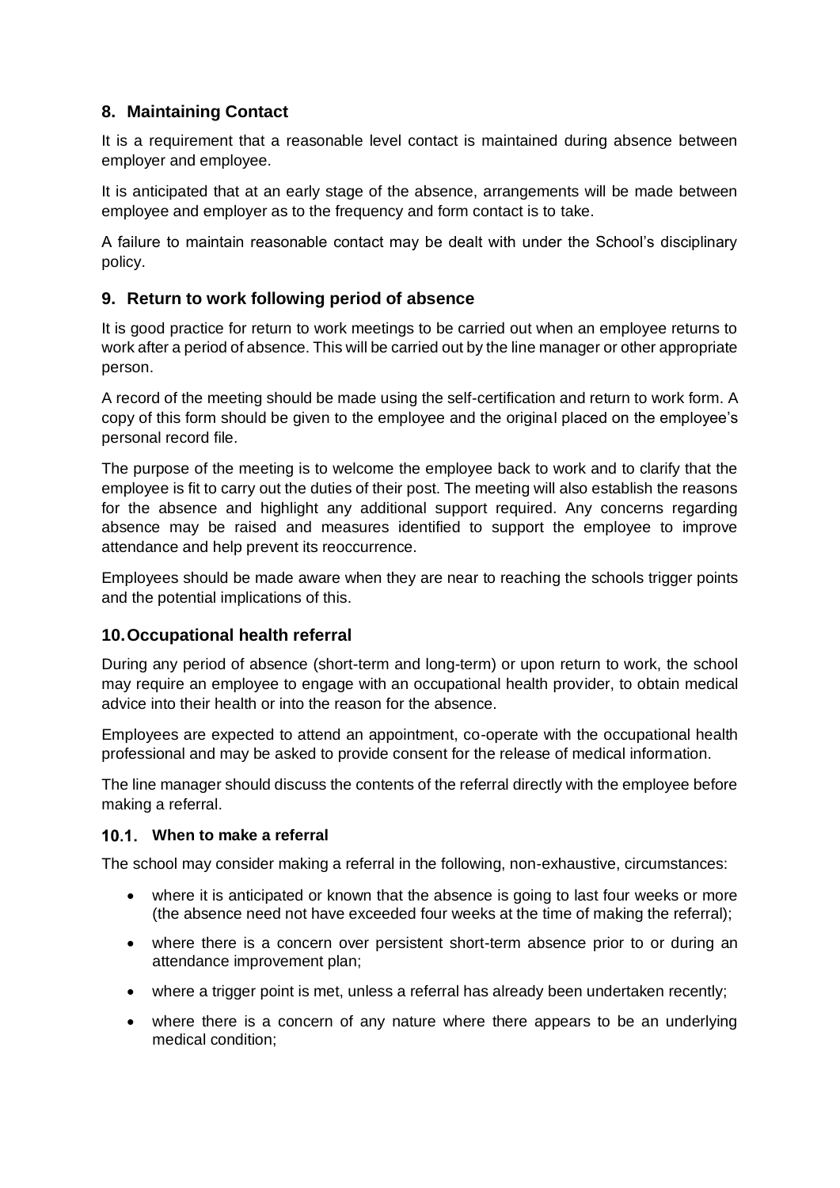## 8. Maintaining Contact

It is a requirement that a reasonable level contact is maintained during absence between employer and employee.

It is anticipated that at an early stage of the absence, arrangements will be made between employee and employer as to the frequency and form contact is to take.

A failure to maintain reasonable contact may be dealt with under the School's disciplinary policy.

## 9. Return to work following period of absence

It is good practice for return to work meetings to be carried out when an employee returns to work after a period of absence. This will be carried out by the line manager or other appropriate person.

A record of the meeting should be made using the self-certification and return to work form. A copy of this form should be given to the employee and the original placed on the employee's personal record file.

The purpose of the meeting is to welcome the employee back to work and to clarify that the employee is fit to carry out the duties of their post. The meeting will also establish the reasons for the absence and highlight any additional support required. Any concerns regarding absence may be raised and measures identified to support the employee to improve attendance and help prevent its reoccurrence.

Employees should be made aware when they are near to reaching the schools trigger points and the potential implications of this.

## 10. Occupational health referral

During any period of absence (short-term and long-term) or upon return to work, the school may require an employee to engage with an occupational health provider, to obtain medical advice into their health or into the reason for the absence.

Employees are expected to attend an appointment, co-operate with the occupational health professional and may be asked to provide consent for the release of medical information.

The line manager should discuss the contents of the referral directly with the employee before making a referral.

### 10.1. When to make a referral

The school may consider making a referral in the following, non-exhaustive, circumstances:

- where it is anticipated or known that the absence is going to last four weeks or more (the absence need not have exceeded four weeks at the time of making the referral);
- where there is a concern over persistent short-term absence prior to or during an attendance improvement plan;
- where a trigger point is met, unless a referral has already been undertaken recently;
- where there is a concern of any nature where there appears to be an underlying medical condition;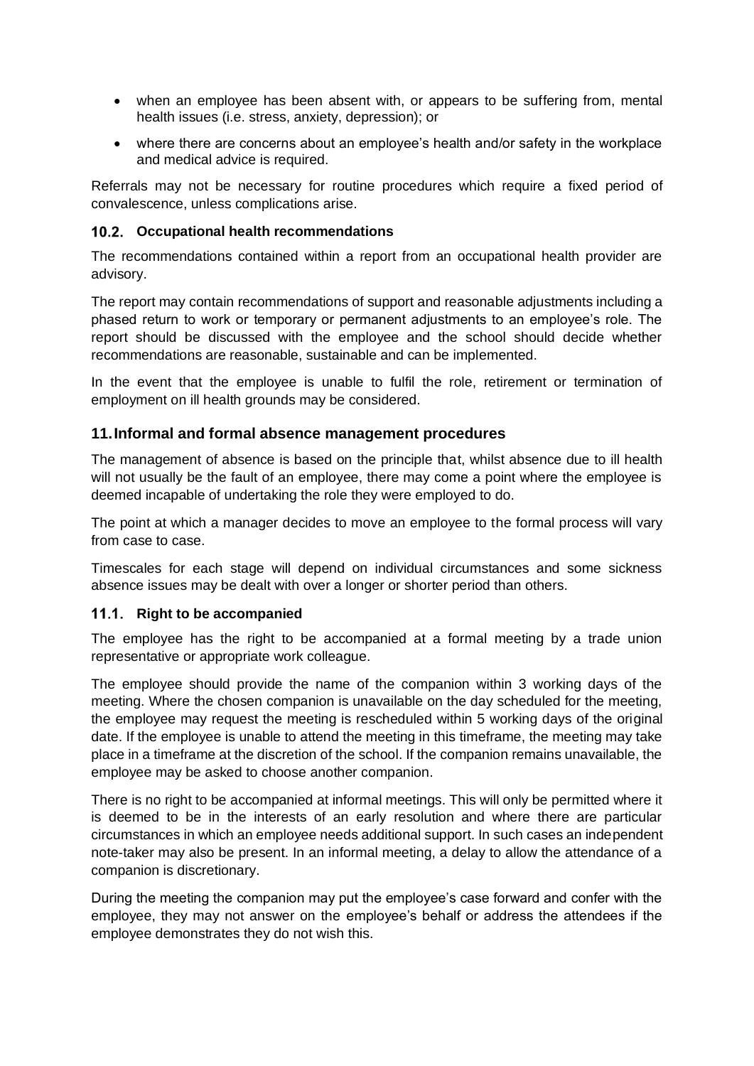- when an employee has been absent with, or appears to be suffering from, mental health issues (i.e. stress, anxiety, depression); or
- where there are concerns about an employee's health and/or safety in the workplace and medical advice is required.

Referrals may not be necessary for routine procedures which require a fixed period of convalescence, unless complications arise.

### 10.2. Occupational health recommendations

The recommendations contained within a report from an occupational health provider are advisory.

The report may contain recommendations of support and reasonable adjustments including a phased return to work or temporary or permanent adjustments to an employee's role. The report should be discussed with the employee and the school should decide whether recommendations are reasonable, sustainable and can be implemented.

In the event that the employee is unable to fulfil the role, retirement or termination of employment on ill health grounds may be considered.

## 11. Informal and formal absence management procedures

The management of absence is based on the principle that, whilst absence due to ill health will not usually be the fault of an employee, there may come a point where the employee is deemed incapable of undertaking the role they were employed to do.

The point at which a manager decides to move an employee to the formal process will vary from case to case.

Timescales for each stage will depend on individual circumstances and some sickness absence issues may be dealt with over a longer or shorter period than others.

### 11.1. Right to be accompanied

The employee has the right to be accompanied at a formal meeting by a trade union representative or appropriate work colleague.

The employee should provide the name of the companion within 3 working days of the meeting. Where the chosen companion is unavailable on the day scheduled for the meeting, the employee may request the meeting is rescheduled within 5 working days of the original date. If the employee is unable to attend the meeting in this timeframe, the meeting may take place in a timeframe at the discretion of the school. If the companion remains unavailable, the employee may be asked to choose another companion.

There is no right to be accompanied at informal meetings. This will only be permitted where it is deemed to be in the interests of an early resolution and where there are particular circumstances in which an employee needs additional support. In such cases an independent note-taker may also be present. In an informal meeting, a delay to allow the attendance of a companion is discretionary.

During the meeting the companion may put the employee's case forward and confer with the employee, they may not answer on the employee's behalf or address the attendees if the employee demonstrates they do not wish this.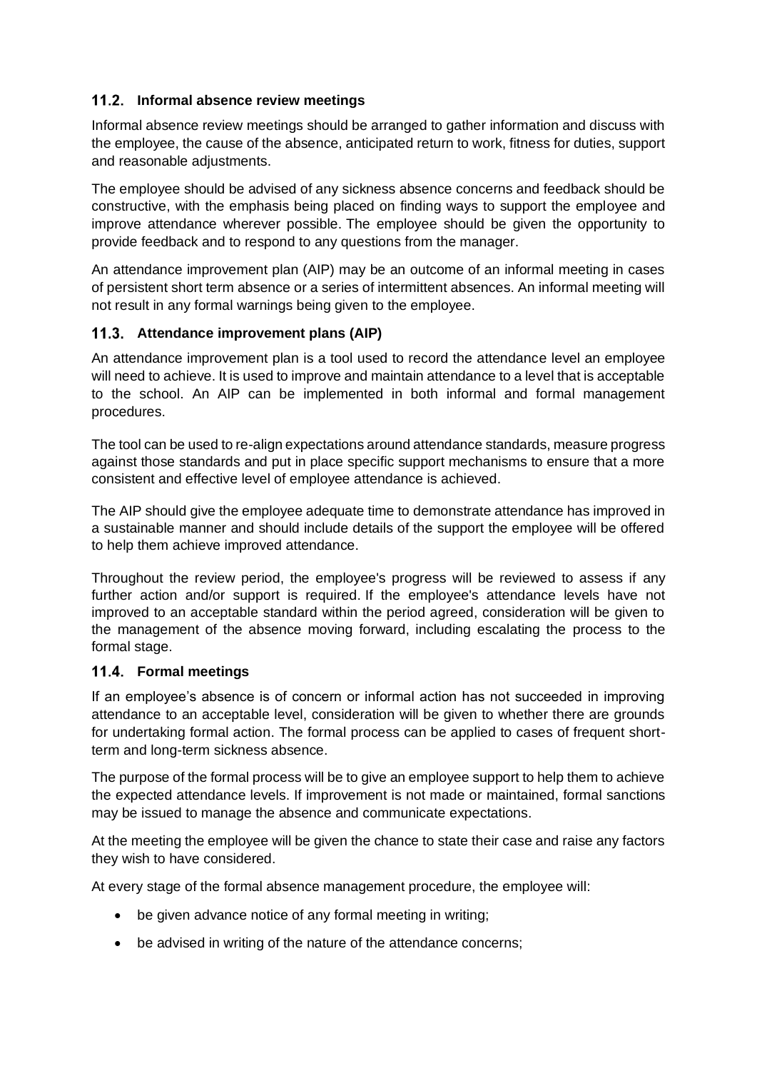### 11.2. Informal absence review meetings

Informal absence review meetings should be arranged to gather information and discuss with the employee, the cause of the absence, anticipated return to work, fitness for duties, support and reasonable adjustments.

The employee should be advised of any sickness absence concerns and feedback should be constructive, with the emphasis being placed on finding ways to support the employee and improve attendance wherever possible. The employee should be given the opportunity to provide feedback and to respond to any questions from the manager.

An attendance improvement plan (AIP) may be an outcome of an informal meeting in cases of persistent short term absence or a series of intermittent absences. An informal meeting will not result in any formal warnings being given to the employee.

### 11.3. Attendance improvement plans (AIP)

An attendance improvement plan is a tool used to record the attendance level an employee will need to achieve. It is used to improve and maintain attendance to a level that is acceptable to the school. An AIP can be implemented in both informal and formal management procedures.

The tool can be used to re-align expectations around attendance standards, measure progress against those standards and put in place specific support mechanisms to ensure that a more consistent and effective level of employee attendance is achieved.

The AIP should give the employee adequate time to demonstrate attendance has improved in a sustainable manner and should include details of the support the employee will be offered to help them achieve improved attendance.

Throughout the review period, the employee's progress will be reviewed to assess if any further action and/or support is required. If the employee's attendance levels have not improved to an acceptable standard within the period agreed, consideration will be given to the management of the absence moving forward, including escalating the process to the formal stage.

### 11.4. Formal meetings

If an employee's absence is of concern or informal action has not succeeded in improving attendance to an acceptable level, consideration will be given to whether there are grounds for undertaking formal action. The formal process can be applied to cases of frequent short-term and long-term sickness absence.

The purpose of the formal process will be to give an employee support to help them to achieve the expected attendance levels. If improvement is not made or maintained, formal sanctions may be issued to manage the absence and communicate expectations.

At the meeting the employee will be given the chance to state their case and raise any factors they wish to have considered.

At every stage of the formal absence management procedure, the employee will:

- be given advance notice of any formal meeting in writing;
- be advised in writing of the nature of the attendance concerns;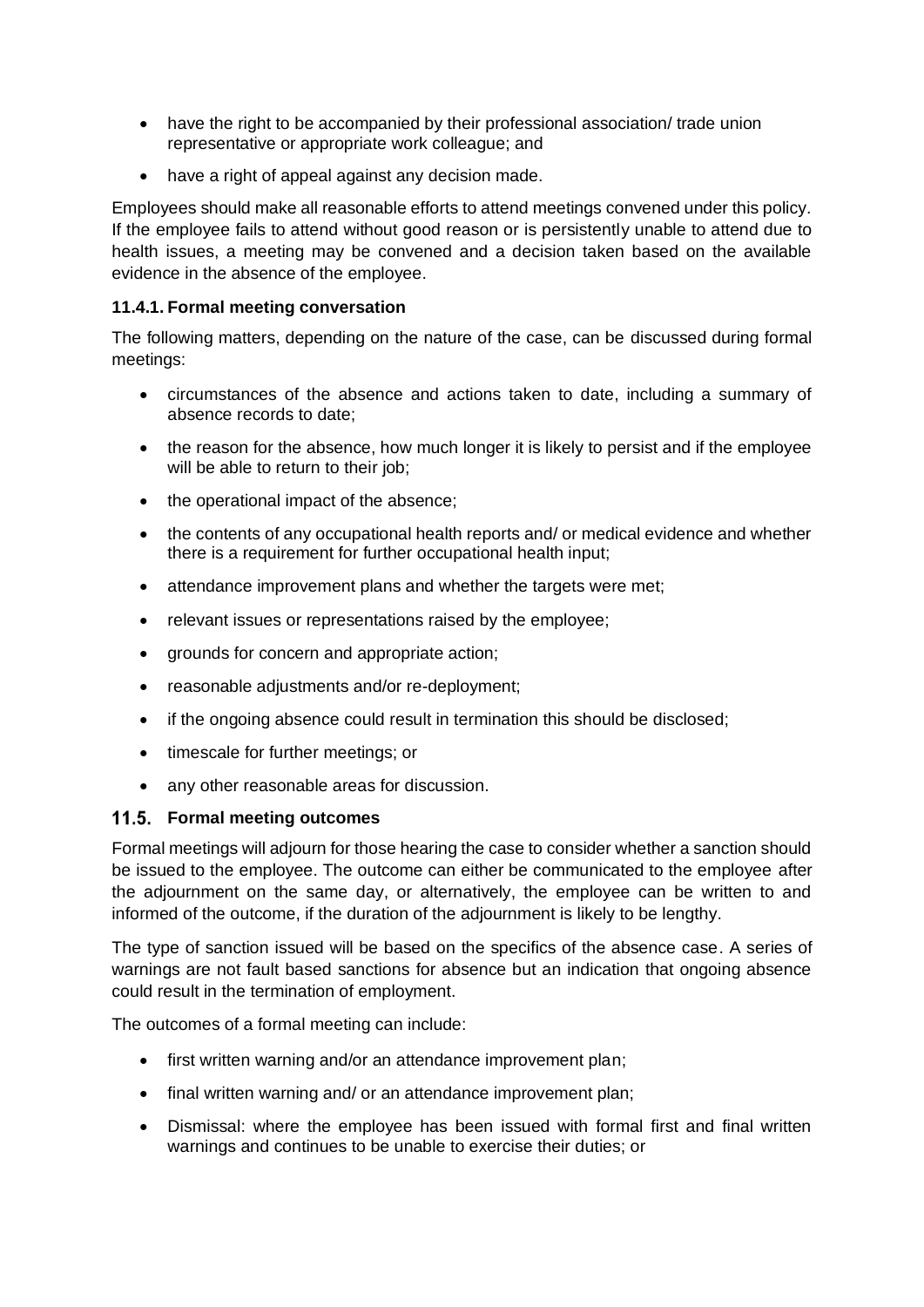- have the right to be accompanied by their professional association/ trade union representative or appropriate work colleague; and
- have a right of appeal against any decision made.

Employees should make all reasonable efforts to attend meetings convened under this policy. If the employee fails to attend without good reason or is persistently unable to attend due to health issues, a meeting may be convened and a decision taken based on the available evidence in the absence of the employee.

#### 11.4.1. Formal meeting conversation

The following matters, depending on the nature of the case, can be discussed during formal meetings:

- circumstances of the absence and actions taken to date, including a summary of absence records to date;
- the reason for the absence, how much longer it is likely to persist and if the employee will be able to return to their job;
- the operational impact of the absence;
- the contents of any occupational health reports and/ or medical evidence and whether there is a requirement for further occupational health input;
- attendance improvement plans and whether the targets were met;
- relevant issues or representations raised by the employee;
- grounds for concern and appropriate action;
- reasonable adjustments and/or re-deployment;
- if the ongoing absence could result in termination this should be disclosed;
- timescale for further meetings; or
- any other reasonable areas for discussion.

### 11.5. Formal meeting outcomes

Formal meetings will adjourn for those hearing the case to consider whether a sanction should be issued to the employee. The outcome can either be communicated to the employee after the adjournment on the same day, or alternatively, the employee can be written to and informed of the outcome, if the duration of the adjournment is likely to be lengthy.

The type of sanction issued will be based on the specifics of the absence case. A series of warnings are not fault based sanctions for absence but an indication that ongoing absence could result in the termination of employment.

The outcomes of a formal meeting can include:

- first written warning and/or an attendance improvement plan;
- final written warning and/ or an attendance improvement plan;
- Dismissal: where the employee has been issued with formal first and final written warnings and continues to be unable to exercise their duties; or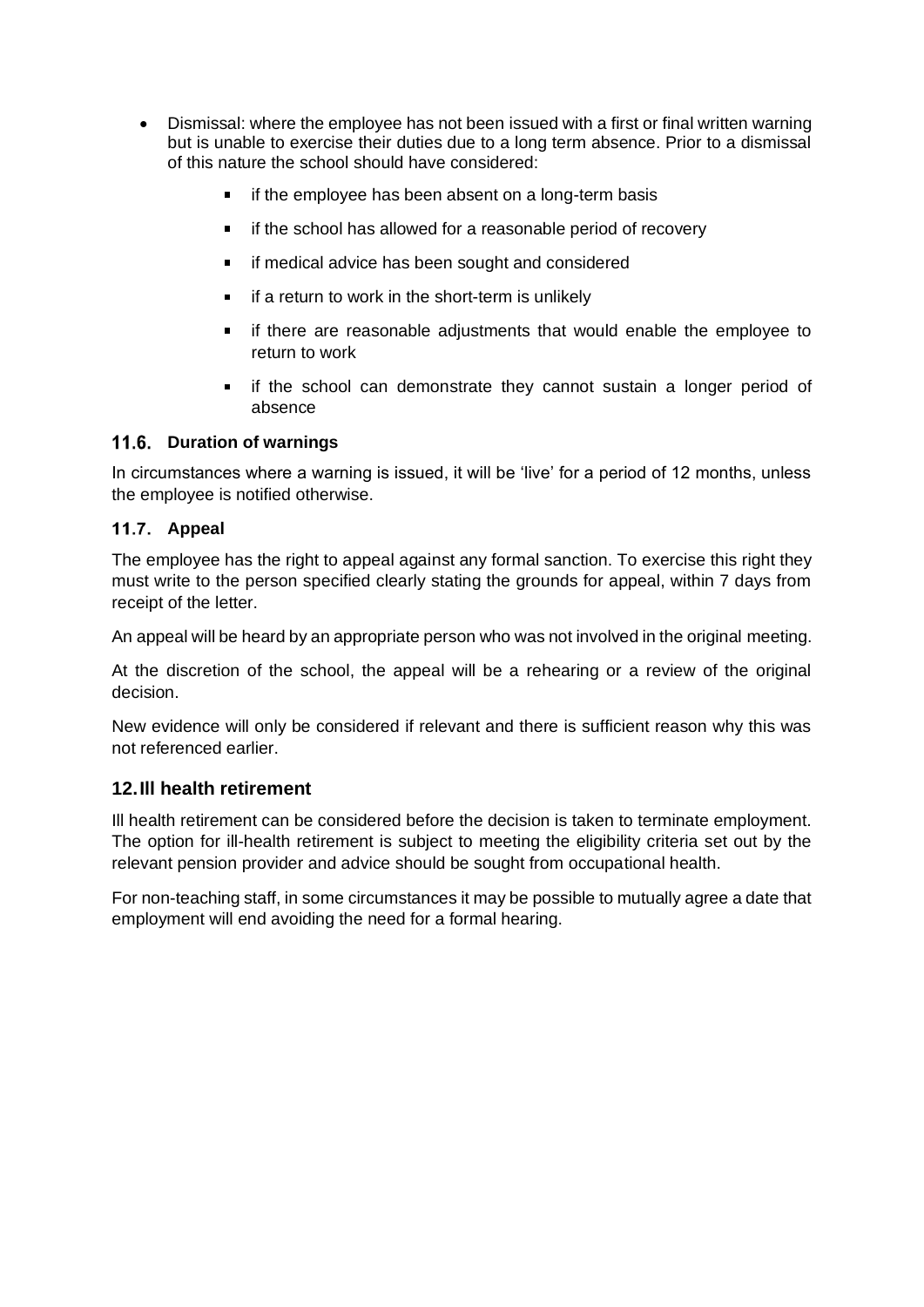- Dismissal: where the employee has not been issued with a first or final written warning but is unable to exercise their duties due to a long term absence. Prior to a dismissal of this nature the school should have considered:
  - if the employee has been absent on a long-term basis
  - if the school has allowed for a reasonable period of recovery
  - if medical advice has been sought and considered
  - if a return to work in the short-term is unlikely
  - if there are reasonable adjustments that would enable the employee to return to work
  - if the school can demonstrate they cannot sustain a longer period of absence

### 11.6. Duration of warnings

In circumstances where a warning is issued, it will be 'live' for a period of 12 months, unless the employee is notified otherwise.

### 11.7. Appeal

The employee has the right to appeal against any formal sanction. To exercise this right they must write to the person specified clearly stating the grounds for appeal, within 7 days from receipt of the letter.

An appeal will be heard by an appropriate person who was not involved in the original meeting.

At the discretion of the school, the appeal will be a rehearing or a review of the original decision.

New evidence will only be considered if relevant and there is sufficient reason why this was not referenced earlier.

## 12. Ill health retirement

Ill health retirement can be considered before the decision is taken to terminate employment. The option for ill-health retirement is subject to meeting the eligibility criteria set out by the relevant pension provider and advice should be sought from occupational health.

For non-teaching staff, in some circumstances it may be possible to mutually agree a date that employment will end avoiding the need for a formal hearing.